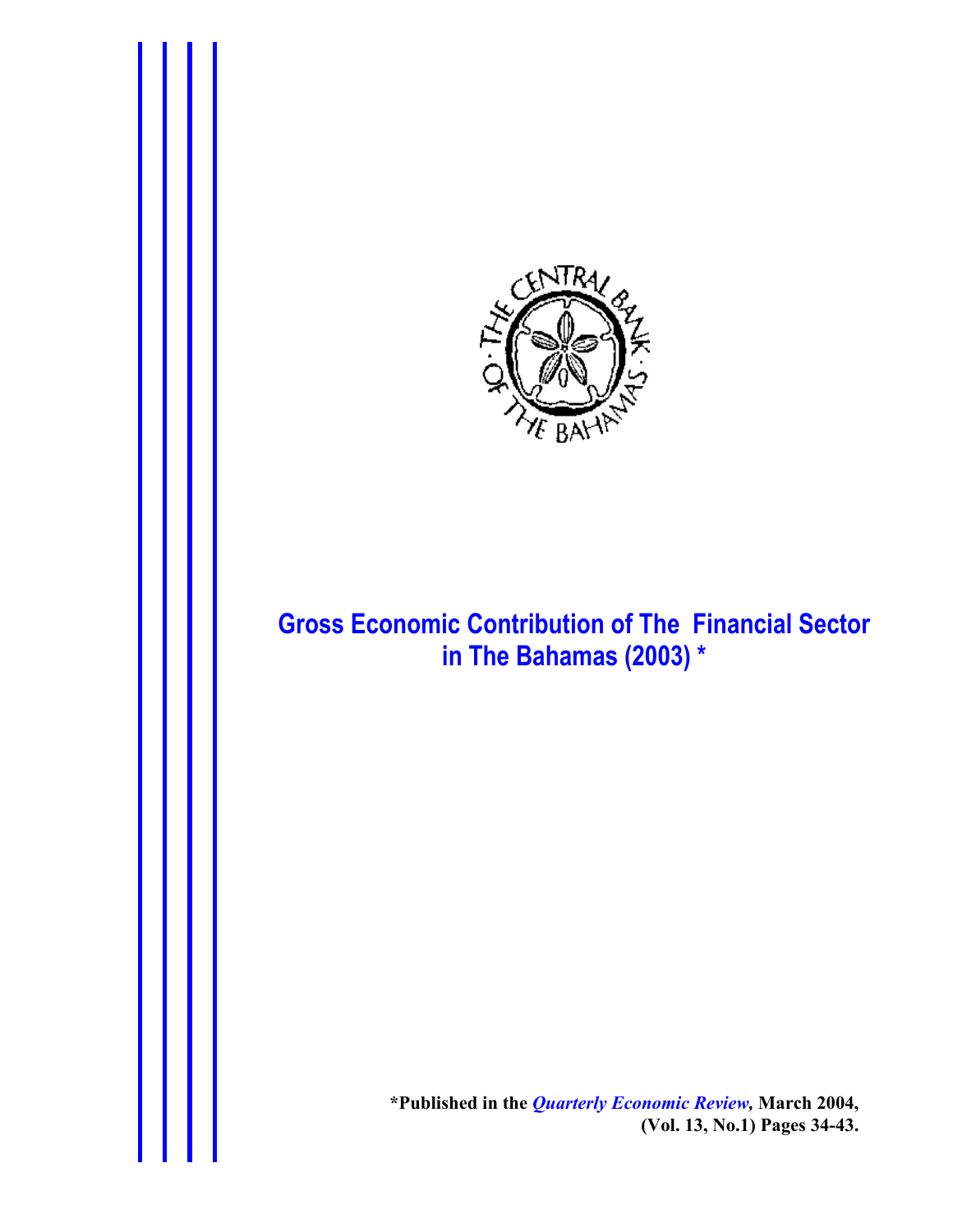# Gross Economic Contribution of The Financial Sector in The Bahamas (2003) *

*Published in the *Quarterly Economic Review*, March 2004, (Vol. 13, No.1) Pages 34-43.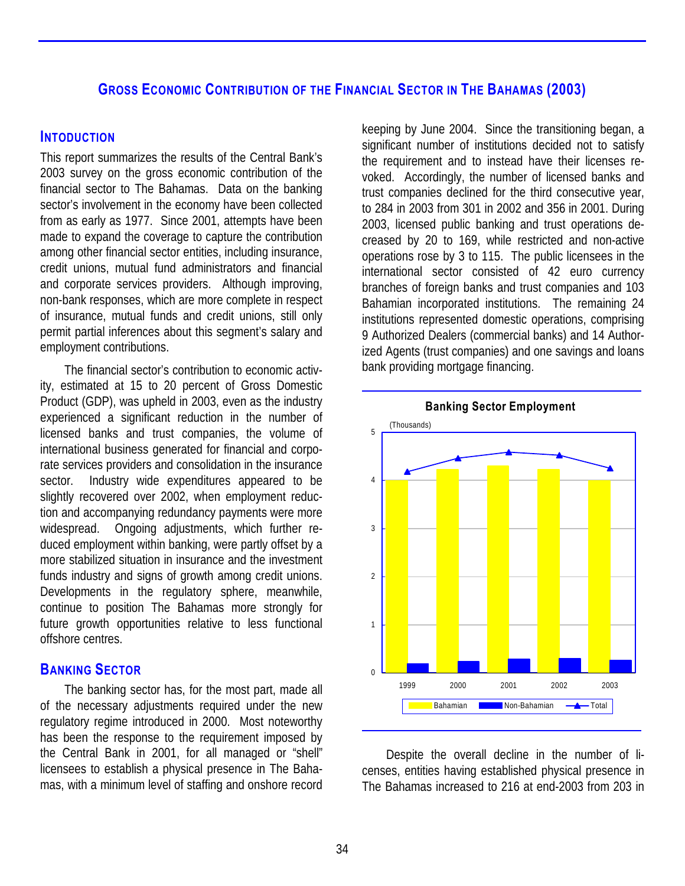## GROSS ECONOMIC CONTRIBUTION OF THE FINANCIAL SECTOR IN THE BAHAMAS (2003)

### INTODUCTION

This report summarizes the results of the Central Bank's 2003 survey on the gross economic contribution of the financial sector to The Bahamas. Data on the banking sector's involvement in the economy have been collected from as early as 1977. Since 2001, attempts have been made to expand the coverage to capture the contribution among other financial sector entities, including insurance, credit unions, mutual fund administrators and financial and corporate services providers. Although improving, non-bank responses, which are more complete in respect of insurance, mutual funds and credit unions, still only permit partial inferences about this segment's salary and employment contributions.

The financial sector's contribution to economic activity, estimated at 15 to 20 percent of Gross Domestic Product (GDP), was upheld in 2003, even as the industry experienced a significant reduction in the number of licensed banks and trust companies, the volume of international business generated for financial and corporate services providers and consolidation in the insurance sector. Industry wide expenditures appeared to be slightly recovered over 2002, when employment reduction and accompanying redundancy payments were more widespread. Ongoing adjustments, which further reduced employment within banking, were partly offset by a more stabilized situation in insurance and the investment funds industry and signs of growth among credit unions. Developments in the regulatory sphere, meanwhile, continue to position The Bahamas more strongly for future growth opportunities relative to less functional offshore centres.

### BANKING SECTOR

The banking sector has, for the most part, made all of the necessary adjustments required under the new regulatory regime introduced in 2000. Most noteworthy has been the response to the requirement imposed by the Central Bank in 2001, for all managed or "shell" licensees to establish a physical presence in The Bahamas, with a minimum level of staffing and onshore record keeping by June 2004. Since the transitioning began, a significant number of institutions decided not to satisfy the requirement and to instead have their licenses revoked. Accordingly, the number of licensed banks and trust companies declined for the third consecutive year, to 284 in 2003 from 301 in 2002 and 356 in 2001. During 2003, licensed public banking and trust operations decreased by 20 to 169, while restricted and non-active operations rose by 3 to 115. The public licensees in the international sector consisted of 42 euro currency branches of foreign banks and trust companies and 103 Bahamian incorporated institutions. The remaining 24 institutions represented domestic operations, comprising 9 Authorized Dealers (commercial banks) and 14 Authorized Agents (trust companies) and one savings and loans bank providing mortgage financing.

**Banking Sector Employment**

(Thousands)

| Year | Bahamian | Non-Bahamian | Total |
|---|---|---|---|
| 1999 | ~4.0 | ~0.2 | ~4.2 |
| 2000 | ~4.2 | ~0.2 | ~4.5 |
| 2001 | ~4.3 | ~0.3 | ~4.6 |
| 2002 | ~4.2 | ~0.3 | ~4.5 |
| 2003 | ~4.0 | ~0.3 | ~4.3 |

Despite the overall decline in the number of licenses, entities having established physical presence in The Bahamas increased to 216 at end-2003 from 203 in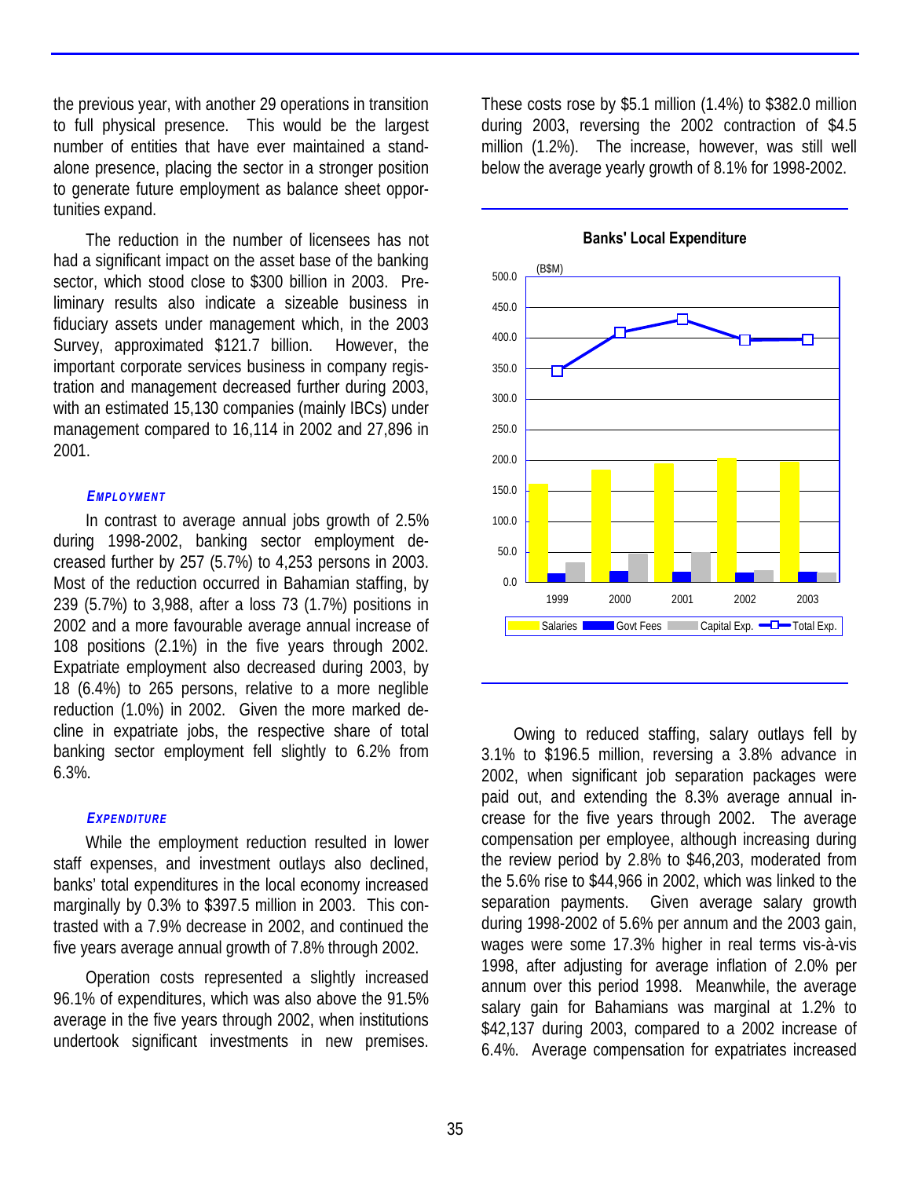the previous year, with another 29 operations in transition to full physical presence. This would be the largest number of entities that have ever maintained a stand-alone presence, placing the sector in a stronger position to generate future employment as balance sheet opportunities expand.

The reduction in the number of licensees has not had a significant impact on the asset base of the banking sector, which stood close to $300 billion in 2003. Preliminary results also indicate a sizeable business in fiduciary assets under management which, in the 2003 Survey, approximated $121.7 billion. However, the important corporate services business in company registration and management decreased further during 2003, with an estimated 15,130 companies (mainly IBCs) under management compared to 16,114 in 2002 and 27,896 in 2001.

### *Employment*

In contrast to average annual jobs growth of 2.5% during 1998-2002, banking sector employment decreased further by 257 (5.7%) to 4,253 persons in 2003. Most of the reduction occurred in Bahamian staffing, by 239 (5.7%) to 3,988, after a loss 73 (1.7%) positions in 2002 and a more favourable average annual increase of 108 positions (2.1%) in the five years through 2002. Expatriate employment also decreased during 2003, by 18 (6.4%) to 265 persons, relative to a more neglible reduction (1.0%) in 2002. Given the more marked decline in expatriate jobs, the respective share of total banking sector employment fell slightly to 6.2% from 6.3%.

### *Expenditure*

While the employment reduction resulted in lower staff expenses, and investment outlays also declined, banks' total expenditures in the local economy increased marginally by 0.3% to $397.5 million in 2003. This contrasted with a 7.9% decrease in 2002, and continued the five years average annual growth of 7.8% through 2002.

Operation costs represented a slightly increased 96.1% of expenditures, which was also above the 91.5% average in the five years through 2002, when institutions undertook significant investments in new premises. These costs rose by $5.1 million (1.4%) to $382.0 million during 2003, reversing the 2002 contraction of $4.5 million (1.2%). The increase, however, was still well below the average yearly growth of 8.1% for 1998-2002.

**Banks' Local Expenditure**

(B$M)

Legend: Salaries, Govt Fees, Capital Exp., Total Exp. (1999–2003)

Owing to reduced staffing, salary outlays fell by 3.1% to $196.5 million, reversing a 3.8% advance in 2002, when significant job separation packages were paid out, and extending the 8.3% average annual increase for the five years through 2002. The average compensation per employee, although increasing during the review period by 2.8% to $46,203, moderated from the 5.6% rise to $44,966 in 2002, which was linked to the separation payments. Given average salary growth during 1998-2002 of 5.6% per annum and the 2003 gain, wages were some 17.3% higher in real terms vis-à-vis 1998, after adjusting for average inflation of 2.0% per annum over this period 1998. Meanwhile, the average salary gain for Bahamians was marginal at 1.2% to $42,137 during 2003, compared to a 2002 increase of 6.4%. Average compensation for expatriates increased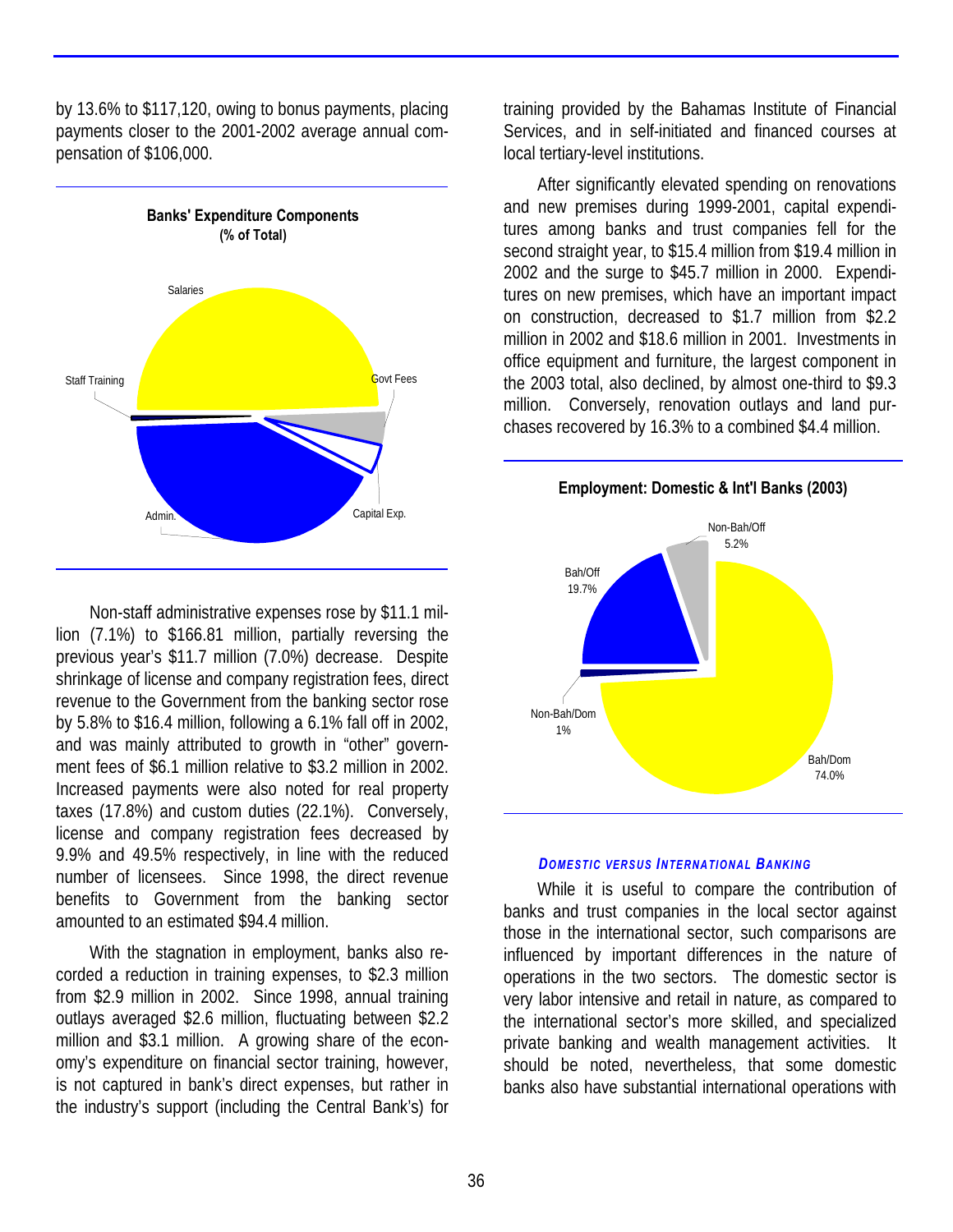by 13.6% to $117,120, owing to bonus payments, placing payments closer to the 2001-2002 average annual compensation of $106,000.

**Banks' Expenditure Components**
**(% of Total)**

Salaries

Staff Training

Govt Fees

Admin.

Capital Exp.

Non-staff administrative expenses rose by $11.1 million (7.1%) to $166.81 million, partially reversing the previous year's $11.7 million (7.0%) decrease. Despite shrinkage of license and company registration fees, direct revenue to the Government from the banking sector rose by 5.8% to $16.4 million, following a 6.1% fall off in 2002, and was mainly attributed to growth in "other" government fees of $6.1 million relative to $3.2 million in 2002. Increased payments were also noted for real property taxes (17.8%) and custom duties (22.1%). Conversely, license and company registration fees decreased by 9.9% and 49.5% respectively, in line with the reduced number of licensees. Since 1998, the direct revenue benefits to Government from the banking sector amounted to an estimated $94.4 million.

With the stagnation in employment, banks also recorded a reduction in training expenses, to $2.3 million from $2.9 million in 2002. Since 1998, annual training outlays averaged $2.6 million, fluctuating between $2.2 million and $3.1 million. A growing share of the economy's expenditure on financial sector training, however, is not captured in bank's direct expenses, but rather in the industry's support (including the Central Bank's) for training provided by the Bahamas Institute of Financial Services, and in self-initiated and financed courses at local tertiary-level institutions.

After significantly elevated spending on renovations and new premises during 1999-2001, capital expenditures among banks and trust companies fell for the second straight year, to $15.4 million from $19.4 million in 2002 and the surge to $45.7 million in 2000. Expenditures on new premises, which have an important impact on construction, decreased to $1.7 million from $2.2 million in 2002 and $18.6 million in 2001. Investments in office equipment and furniture, the largest component in the 2003 total, also declined, by almost one-third to $9.3 million. Conversely, renovation outlays and land purchases recovered by 16.3% to a combined $4.4 million.

**Employment: Domestic & Int'l Banks (2003)**

Non-Bah/Off 5.2%

Bah/Off 19.7%

Non-Bah/Dom 1%

Bah/Dom 74.0%

### *DOMESTIC VERSUS INTERNATIONAL BANKING*

While it is useful to compare the contribution of banks and trust companies in the local sector against those in the international sector, such comparisons are influenced by important differences in the nature of operations in the two sectors. The domestic sector is very labor intensive and retail in nature, as compared to the international sector's more skilled, and specialized private banking and wealth management activities. It should be noted, nevertheless, that some domestic banks also have substantial international operations with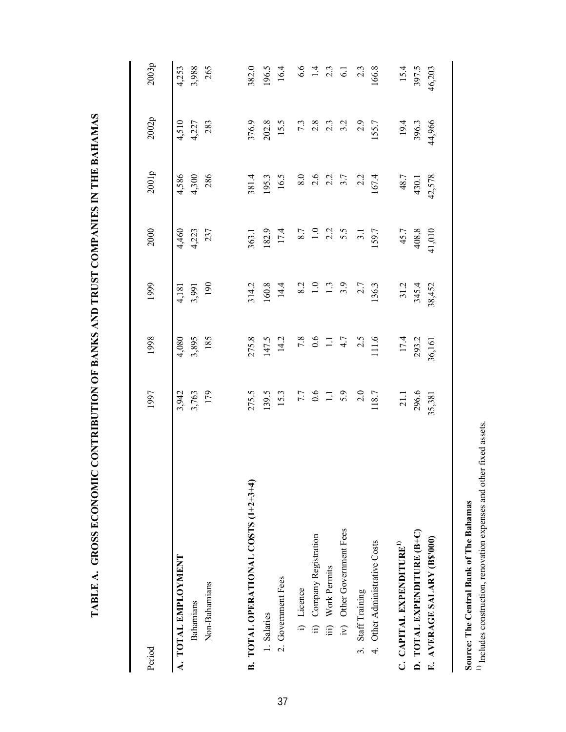# TABLE A. GROSS ECONOMIC CONTRIBUTION OF BANKS AND TRUST COMPANIES IN THE BAHAMAS

| Period | 1997 | 1998 | 1999 | 2000 | 2001p | 2002p | 2003p |
|---|---|---|---|---|---|---|---|
| **A. TOTAL EMPLOYMENT** | 3,942 | 4,080 | 4,181 | 4,460 | 4,586 | 4,510 | 4,253 |
| Bahamians | 3,763 | 3,895 | 3,991 | 4,223 | 4,300 | 4,227 | 3,988 |
| Non-Bahamians | 179 | 185 | 190 | 237 | 286 | 283 | 265 |
| **B. TOTAL OPERATIONAL COSTS (1+2+3+4)** | 275.5 | 275.8 | 314.2 | 363.1 | 381.4 | 376.9 | 382.0 |
| 1. Salaries | 139.5 | 147.5 | 160.8 | 182.9 | 195.3 | 202.8 | 196.5 |
| 2. Government Fees | 15.3 | 14.2 | 14.4 | 17.4 | 16.5 | 15.5 | 16.4 |
| i) Licence | 7.7 | 7.8 | 8.2 | 8.7 | 8.0 | 7.3 | 6.6 |
| ii) Company Registration | 0.6 | 0.6 | 1.0 | 1.0 | 2.6 | 2.8 | 1.4 |
| iii) Work Permits | 1.1 | 1.1 | 1.3 | 2.2 | 2.2 | 2.3 | 2.3 |
| iv) Other Government Fees | 5.9 | 4.7 | 3.9 | 5.5 | 3.7 | 3.2 | 6.1 |
| 3. Staff Training | 2.0 | 2.5 | 2.7 | 3.1 | 2.2 | 2.9 | 2.3 |
| 4. Other Administrative Costs | 118.7 | 111.6 | 136.3 | 159.7 | 167.4 | 155.7 | 166.8 |
| **C. CAPITAL EXPENDITURE[1]** | 21.1 | 17.4 | 31.2 | 45.7 | 48.7 | 19.4 | 15.4 |
| **D. TOTAL EXPENDITURE (B+C)** | 296.6 | 293.2 | 345.4 | 408.8 | 430.1 | 396.3 | 397.5 |
| **E. AVERAGE SALARY (B$'000)** | 35,381 | 36,161 | 38,452 | 41,010 | 42,578 | 44,966 | 46,203 |

**Source: The Central Bank of The Bahamas**

[1] Includes construction, renovation expenses and other fixed assets.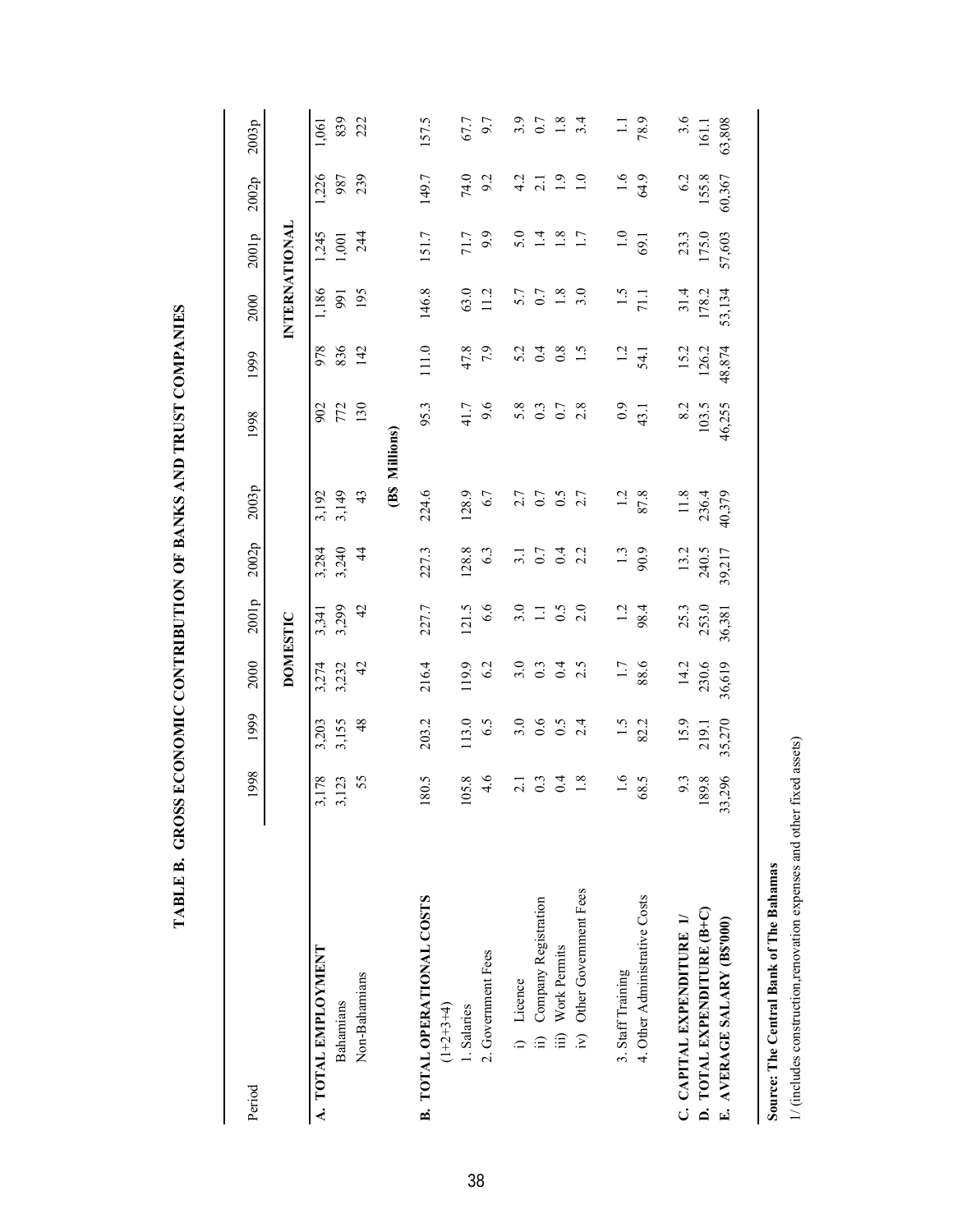# TABLE B. GROSS ECONOMIC CONTRIBUTION OF BANKS AND TRUST COMPANIES

| Period | 1998 | 1999 | 2000 | 2001p | 2002p | 2003p | 1998 | 1999 | 2000 | 2001p | 2002p | 2003p |
|---|---|---|---|---|---|---|---|---|---|---|---|---|
| | DOMESTIC | | | | | | INTERNATIONAL | | | | | |
| **A. TOTAL EMPLOYMENT** | 3,178 | 3,203 | 3,274 | 3,341 | 3,284 | 3,192 | 902 | 978 | 1,186 | 1,245 | 1,226 | 1,061 |
| Bahamians | 3,123 | 3,155 | 3,232 | 3,299 | 3,240 | 3,149 | 772 | 836 | 991 | 1,001 | 987 | 839 |
| Non-Bahamians | 55 | 48 | 42 | 42 | 44 | 43 | 130 | 142 | 195 | 244 | 239 | 222 |
| | (B$ Millions) | | | | | | | | | | | |
| **B. TOTAL OPERATIONAL COSTS** (1+2+3+4) | 180.5 | 203.2 | 216.4 | 227.7 | 227.3 | 224.6 | 95.3 | 111.0 | 146.8 | 151.7 | 149.7 | 157.5 |
| 1. Salaries | 105.8 | 113.0 | 119.9 | 121.5 | 128.8 | 128.9 | 41.7 | 47.8 | 63.0 | 71.7 | 74.0 | 67.7 |
| 2. Government Fees | 4.6 | 6.5 | 6.2 | 6.6 | 6.3 | 6.7 | 9.6 | 7.9 | 11.2 | 9.9 | 9.2 | 9.7 |
| i) Licence | 2.1 | 3.0 | 3.0 | 3.0 | 3.1 | 2.7 | 5.8 | 5.2 | 5.7 | 5.0 | 4.2 | 3.9 |
| ii) Company Registration | 0.3 | 0.6 | 0.3 | 1.1 | 0.7 | 0.7 | 0.3 | 0.4 | 0.7 | 1.4 | 2.1 | 0.7 |
| iii) Work Permits | 0.4 | 0.5 | 0.4 | 0.5 | 0.4 | 0.5 | 0.7 | 0.8 | 1.8 | 1.8 | 1.9 | 1.8 |
| iv) Other Government Fees | 1.8 | 2.4 | 2.5 | 2.0 | 2.2 | 2.7 | 2.8 | 1.5 | 3.0 | 1.7 | 1.0 | 3.4 |
| 3. Staff Training | 1.6 | 1.5 | 1.7 | 1.2 | 1.3 | 1.2 | 0.9 | 1.2 | 1.5 | 1.0 | 1.6 | 1.1 |
| 4. Other Administrative Costs | 68.5 | 82.2 | 88.6 | 98.4 | 90.9 | 87.8 | 43.1 | 54.1 | 71.1 | 69.1 | 64.9 | 78.9 |
| **C. CAPITAL EXPENDITURE 1/** | 9.3 | 15.9 | 14.2 | 25.3 | 13.2 | 11.8 | 8.2 | 15.2 | 31.4 | 23.3 | 6.2 | 3.6 |
| **D. TOTAL EXPENDITURE (B+C)** | 189.8 | 219.1 | 230.6 | 253.0 | 240.5 | 236.4 | 103.5 | 126.2 | 178.2 | 175.0 | 155.8 | 161.1 |
| **E. AVERAGE SALARY (B$'000)** | 33,296 | 35,270 | 36,619 | 36,381 | 39,217 | 40,379 | 46,255 | 48,874 | 53,134 | 57,603 | 60,367 | 63,808 |

**Source: The Central Bank of The Bahamas**

1/ (includes construction,renovation expenses and other fixed assets)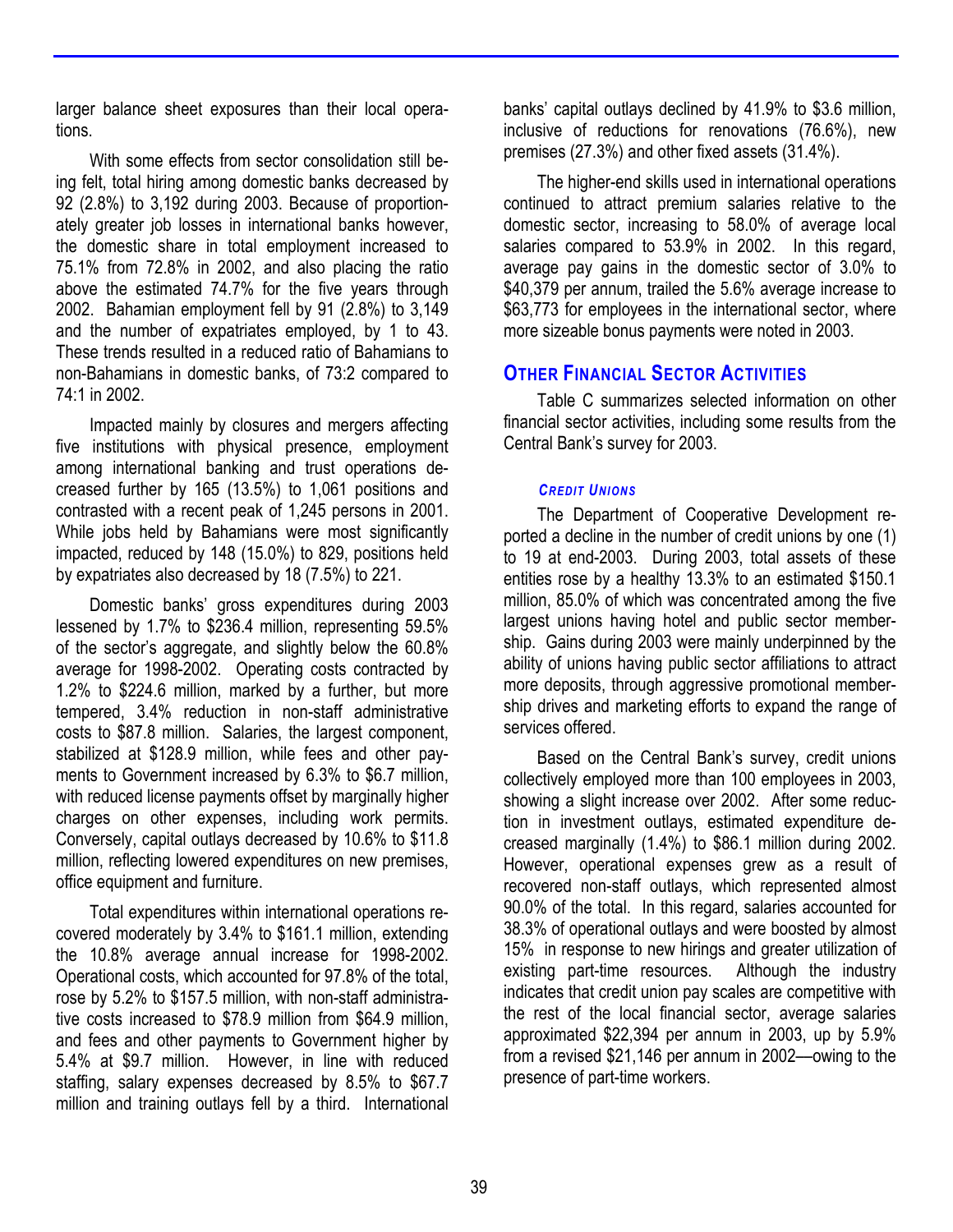larger balance sheet exposures than their local operations.

With some effects from sector consolidation still being felt, total hiring among domestic banks decreased by 92 (2.8%) to 3,192 during 2003. Because of proportionately greater job losses in international banks however, the domestic share in total employment increased to 75.1% from 72.8% in 2002, and also placing the ratio above the estimated 74.7% for the five years through 2002. Bahamian employment fell by 91 (2.8%) to 3,149 and the number of expatriates employed, by 1 to 43. These trends resulted in a reduced ratio of Bahamians to non-Bahamians in domestic banks, of 73:2 compared to 74:1 in 2002.

Impacted mainly by closures and mergers affecting five institutions with physical presence, employment among international banking and trust operations decreased further by 165 (13.5%) to 1,061 positions and contrasted with a recent peak of 1,245 persons in 2001. While jobs held by Bahamians were most significantly impacted, reduced by 148 (15.0%) to 829, positions held by expatriates also decreased by 18 (7.5%) to 221.

Domestic banks' gross expenditures during 2003 lessened by 1.7% to $236.4 million, representing 59.5% of the sector's aggregate, and slightly below the 60.8% average for 1998-2002. Operating costs contracted by 1.2% to $224.6 million, marked by a further, but more tempered, 3.4% reduction in non-staff administrative costs to $87.8 million. Salaries, the largest component, stabilized at $128.9 million, while fees and other payments to Government increased by 6.3% to $6.7 million, with reduced license payments offset by marginally higher charges on other expenses, including work permits. Conversely, capital outlays decreased by 10.6% to $11.8 million, reflecting lowered expenditures on new premises, office equipment and furniture.

Total expenditures within international operations recovered moderately by 3.4% to $161.1 million, extending the 10.8% average annual increase for 1998-2002. Operational costs, which accounted for 97.8% of the total, rose by 5.2% to $157.5 million, with non-staff administrative costs increased to $78.9 million from $64.9 million, and fees and other payments to Government higher by 5.4% at $9.7 million. However, in line with reduced staffing, salary expenses decreased by 8.5% to $67.7 million and training outlays fell by a third. International banks' capital outlays declined by 41.9% to $3.6 million, inclusive of reductions for renovations (76.6%), new premises (27.3%) and other fixed assets (31.4%).

The higher-end skills used in international operations continued to attract premium salaries relative to the domestic sector, increasing to 58.0% of average local salaries compared to 53.9% in 2002. In this regard, average pay gains in the domestic sector of 3.0% to $40,379 per annum, trailed the 5.6% average increase to $63,773 for employees in the international sector, where more sizeable bonus payments were noted in 2003.

## OTHER FINANCIAL SECTOR ACTIVITIES

Table C summarizes selected information on other financial sector activities, including some results from the Central Bank's survey for 2003.

### *CREDIT UNIONS*

The Department of Cooperative Development reported a decline in the number of credit unions by one (1) to 19 at end-2003. During 2003, total assets of these entities rose by a healthy 13.3% to an estimated $150.1 million, 85.0% of which was concentrated among the five largest unions having hotel and public sector membership. Gains during 2003 were mainly underpinned by the ability of unions having public sector affiliations to attract more deposits, through aggressive promotional membership drives and marketing efforts to expand the range of services offered.

Based on the Central Bank's survey, credit unions collectively employed more than 100 employees in 2003, showing a slight increase over 2002. After some reduction in investment outlays, estimated expenditure decreased marginally (1.4%) to $86.1 million during 2002. However, operational expenses grew as a result of recovered non-staff outlays, which represented almost 90.0% of the total. In this regard, salaries accounted for 38.3% of operational outlays and were boosted by almost 15% in response to new hirings and greater utilization of existing part-time resources. Although the industry indicates that credit union pay scales are competitive with the rest of the local financial sector, average salaries approximated $22,394 per annum in 2003, up by 5.9% from a revised $21,146 per annum in 2002—owing to the presence of part-time workers.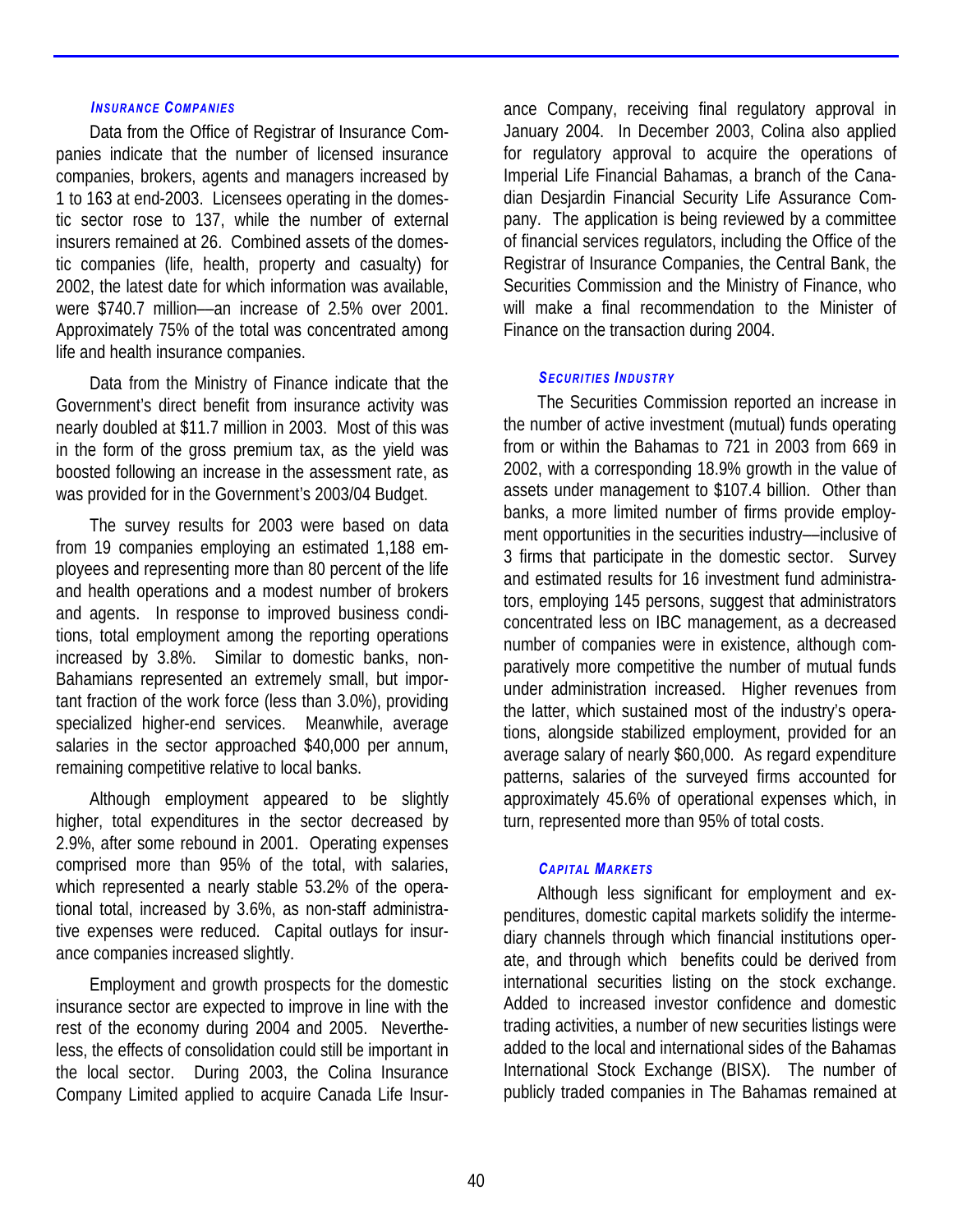### *Insurance Companies*

Data from the Office of Registrar of Insurance Companies indicate that the number of licensed insurance companies, brokers, agents and managers increased by 1 to 163 at end-2003. Licensees operating in the domestic sector rose to 137, while the number of external insurers remained at 26. Combined assets of the domestic companies (life, health, property and casualty) for 2002, the latest date for which information was available, were $740.7 million—an increase of 2.5% over 2001. Approximately 75% of the total was concentrated among life and health insurance companies.

Data from the Ministry of Finance indicate that the Government's direct benefit from insurance activity was nearly doubled at $11.7 million in 2003. Most of this was in the form of the gross premium tax, as the yield was boosted following an increase in the assessment rate, as was provided for in the Government's 2003/04 Budget.

The survey results for 2003 were based on data from 19 companies employing an estimated 1,188 employees and representing more than 80 percent of the life and health operations and a modest number of brokers and agents. In response to improved business conditions, total employment among the reporting operations increased by 3.8%. Similar to domestic banks, non-Bahamians represented an extremely small, but important fraction of the work force (less than 3.0%), providing specialized higher-end services. Meanwhile, average salaries in the sector approached $40,000 per annum, remaining competitive relative to local banks.

Although employment appeared to be slightly higher, total expenditures in the sector decreased by 2.9%, after some rebound in 2001. Operating expenses comprised more than 95% of the total, with salaries, which represented a nearly stable 53.2% of the operational total, increased by 3.6%, as non-staff administrative expenses were reduced. Capital outlays for insurance companies increased slightly.

Employment and growth prospects for the domestic insurance sector are expected to improve in line with the rest of the economy during 2004 and 2005. Nevertheless, the effects of consolidation could still be important in the local sector. During 2003, the Colina Insurance Company Limited applied to acquire Canada Life Insurance Company, receiving final regulatory approval in January 2004. In December 2003, Colina also applied for regulatory approval to acquire the operations of Imperial Life Financial Bahamas, a branch of the Canadian Desjardin Financial Security Life Assurance Company. The application is being reviewed by a committee of financial services regulators, including the Office of the Registrar of Insurance Companies, the Central Bank, the Securities Commission and the Ministry of Finance, who will make a final recommendation to the Minister of Finance on the transaction during 2004.

### *Securities Industry*

The Securities Commission reported an increase in the number of active investment (mutual) funds operating from or within the Bahamas to 721 in 2003 from 669 in 2002, with a corresponding 18.9% growth in the value of assets under management to $107.4 billion. Other than banks, a more limited number of firms provide employment opportunities in the securities industry—inclusive of 3 firms that participate in the domestic sector. Survey and estimated results for 16 investment fund administrators, employing 145 persons, suggest that administrators concentrated less on IBC management, as a decreased number of companies were in existence, although comparatively more competitive the number of mutual funds under administration increased. Higher revenues from the latter, which sustained most of the industry's operations, alongside stabilized employment, provided for an average salary of nearly $60,000. As regard expenditure patterns, salaries of the surveyed firms accounted for approximately 45.6% of operational expenses which, in turn, represented more than 95% of total costs.

### *Capital Markets*

Although less significant for employment and expenditures, domestic capital markets solidify the intermediary channels through which financial institutions operate, and through which benefits could be derived from international securities listing on the stock exchange. Added to increased investor confidence and domestic trading activities, a number of new securities listings were added to the local and international sides of the Bahamas International Stock Exchange (BISX). The number of publicly traded companies in The Bahamas remained at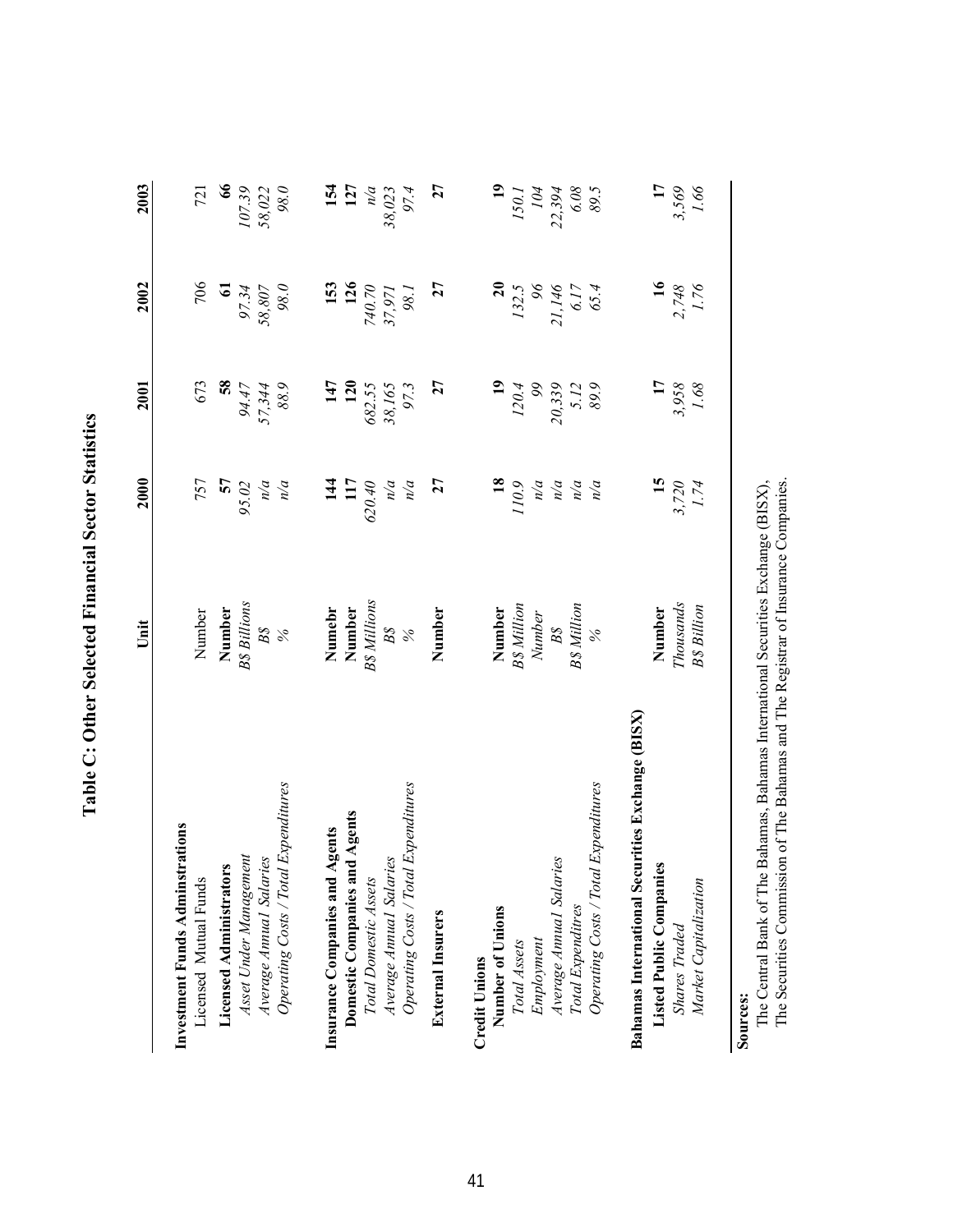# Table C: Other Selected Financial Sector Statistics

| | Unit | 2000 | 2001 | 2002 | 2003 |
|---|---|---|---|---|---|
| **Investment Funds Adminstrations** | | | | | |
| Licensed Mutual Funds | Number | 757 | 673 | 706 | 721 |
| **Licensed Administrators** | **Number** | **57** | **58** | **61** | **66** |
| *Asset Under Management* | *B$ Billions* | *95.02* | *94.47* | *97.34* | *107.39* |
| *Average Annual Salaries* | *B$* | *n/a* | *57,344* | *58,807* | *58,022* |
| *Operating Costs / Total Expenditures* | *%* | *n/a* | *88.9* | *98.0* | *98.0* |
| **Insurance Companies and Agents** | **Numebr** | **144** | **147** | **153** | **154** |
| **Domestic Companies and Agents** | **Number** | **117** | **120** | **126** | **127** |
| *Total Domestic Assets* | *B$ Millions* | *620.40* | *682.55* | *740.70* | *n/a* |
| *Average Annual Salaries* | *B$* | *n/a* | *38,165* | *37,971* | *38,023* |
| *Operating Costs / Total Expenditures* | *%* | *n/a* | *97.3* | *98.1* | *97.4* |
| **External Insurers** | **Number** | **27** | **27** | **27** | **27** |
| **Credit Unions** | | | | | |
| **Number of Unions** | **Number** | **18** | **19** | **20** | **19** |
| *Total Assets* | *B$ Million* | *110.9* | *120.4* | *132.5* | *150.1* |
| *Employment* | *Number* | *n/a* | *99* | *96* | *104* |
| *Average Annual Salaries* | *B$* | *n/a* | *20,339* | *21,146* | *22,394* |
| *Total Expenditres* | *B$ Million* | *n/a* | *5.12* | *6.17* | *6.08* |
| *Operating Costs / Total Expenditures* | *%* | *n/a* | *89.9* | *65.4* | *89.5* |
| **Bahamas International Securities Exchange (BISX)** | | | | | |
| **Listed Public Companies** | **Number** | **15** | **17** | **16** | **17** |
| *Shares Traded* | *Thousands* | *3,720* | *3,958* | *2,748* | *3,569* |
| *Market Capitalization* | *B$ Billion* | *1.74* | *1.68* | *1.76* | *1.66* |

**Sources:**
The Central Bank of The Bahamas, Bahamas International Securities Exchange (BISX),
The Securities Commission of The Bahamas and The Registrar of Insurance Companies.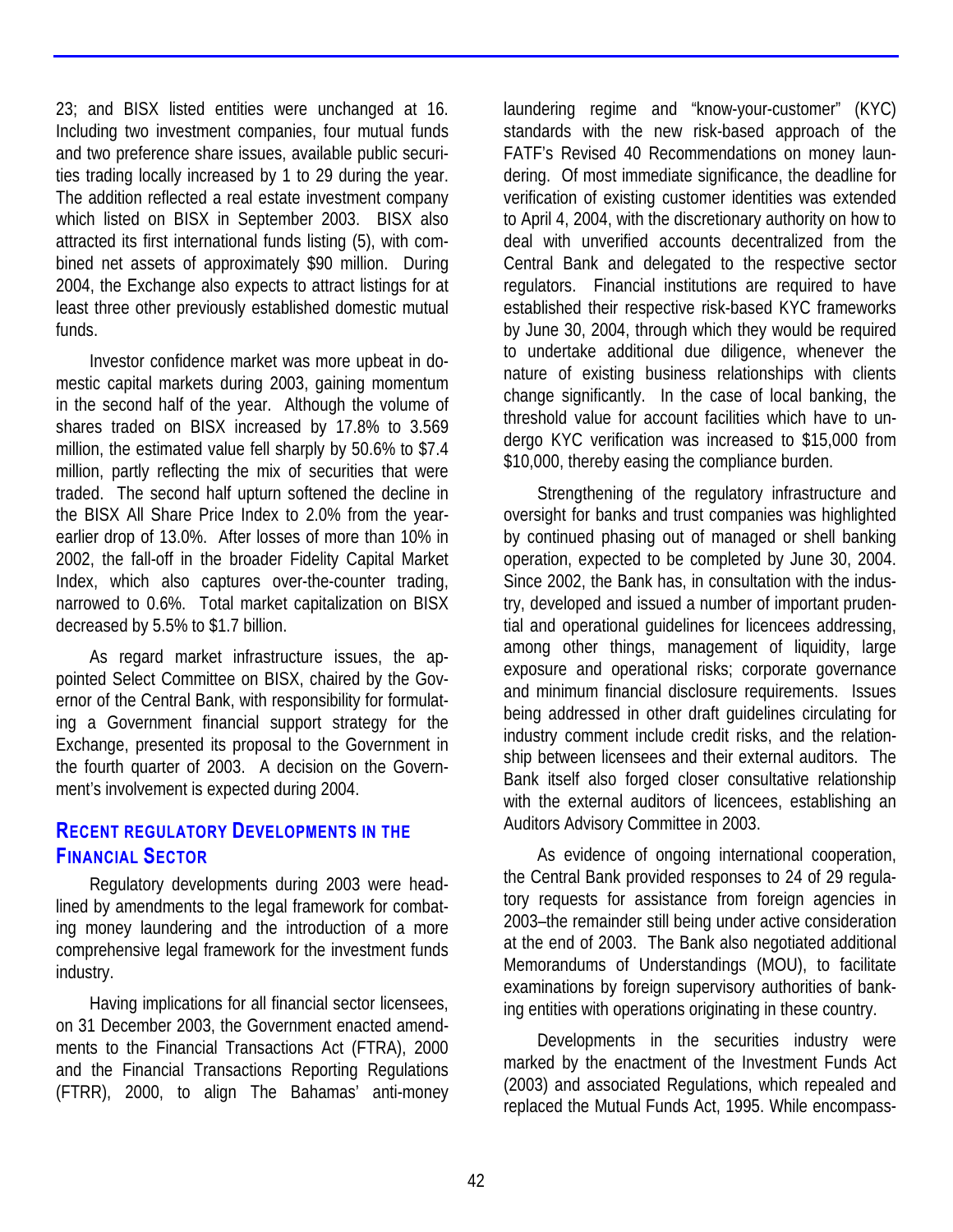23; and BISX listed entities were unchanged at 16. Including two investment companies, four mutual funds and two preference share issues, available public securities trading locally increased by 1 to 29 during the year. The addition reflected a real estate investment company which listed on BISX in September 2003. BISX also attracted its first international funds listing (5), with combined net assets of approximately $90 million. During 2004, the Exchange also expects to attract listings for at least three other previously established domestic mutual funds.

Investor confidence market was more upbeat in domestic capital markets during 2003, gaining momentum in the second half of the year. Although the volume of shares traded on BISX increased by 17.8% to 3.569 million, the estimated value fell sharply by 50.6% to $7.4 million, partly reflecting the mix of securities that were traded. The second half upturn softened the decline in the BISX All Share Price Index to 2.0% from the year-earlier drop of 13.0%. After losses of more than 10% in 2002, the fall-off in the broader Fidelity Capital Market Index, which also captures over-the-counter trading, narrowed to 0.6%. Total market capitalization on BISX decreased by 5.5% to $1.7 billion.

As regard market infrastructure issues, the appointed Select Committee on BISX, chaired by the Governor of the Central Bank, with responsibility for formulating a Government financial support strategy for the Exchange, presented its proposal to the Government in the fourth quarter of 2003. A decision on the Government's involvement is expected during 2004.

## Recent Regulatory Developments in the Financial Sector

Regulatory developments during 2003 were headlined by amendments to the legal framework for combating money laundering and the introduction of a more comprehensive legal framework for the investment funds industry.

Having implications for all financial sector licensees, on 31 December 2003, the Government enacted amendments to the Financial Transactions Act (FTRA), 2000 and the Financial Transactions Reporting Regulations (FTRR), 2000, to align The Bahamas' anti-money laundering regime and "know-your-customer" (KYC) standards with the new risk-based approach of the FATF's Revised 40 Recommendations on money laundering. Of most immediate significance, the deadline for verification of existing customer identities was extended to April 4, 2004, with the discretionary authority on how to deal with unverified accounts decentralized from the Central Bank and delegated to the respective sector regulators. Financial institutions are required to have established their respective risk-based KYC frameworks by June 30, 2004, through which they would be required to undertake additional due diligence, whenever the nature of existing business relationships with clients change significantly. In the case of local banking, the threshold value for account facilities which have to undergo KYC verification was increased to $15,000 from $10,000, thereby easing the compliance burden.

Strengthening of the regulatory infrastructure and oversight for banks and trust companies was highlighted by continued phasing out of managed or shell banking operation, expected to be completed by June 30, 2004. Since 2002, the Bank has, in consultation with the industry, developed and issued a number of important prudential and operational guidelines for licencees addressing, among other things, management of liquidity, large exposure and operational risks; corporate governance and minimum financial disclosure requirements. Issues being addressed in other draft guidelines circulating for industry comment include credit risks, and the relationship between licensees and their external auditors. The Bank itself also forged closer consultative relationship with the external auditors of licencees, establishing an Auditors Advisory Committee in 2003.

As evidence of ongoing international cooperation, the Central Bank provided responses to 24 of 29 regulatory requests for assistance from foreign agencies in 2003–the remainder still being under active consideration at the end of 2003. The Bank also negotiated additional Memorandums of Understandings (MOU), to facilitate examinations by foreign supervisory authorities of banking entities with operations originating in these country.

Developments in the securities industry were marked by the enactment of the Investment Funds Act (2003) and associated Regulations, which repealed and replaced the Mutual Funds Act, 1995. While encompass-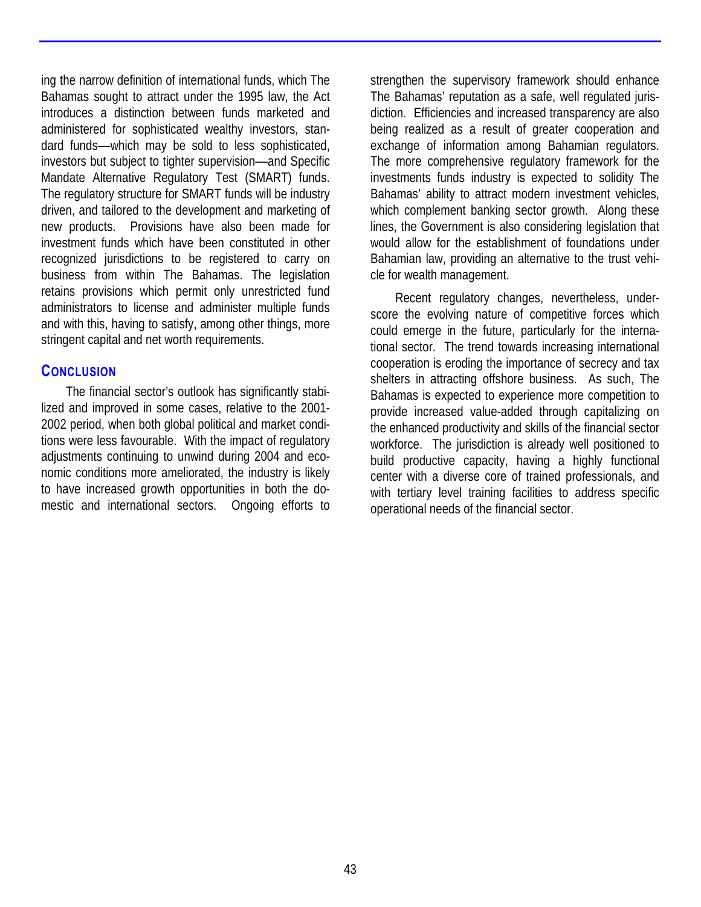ing the narrow definition of international funds, which The Bahamas sought to attract under the 1995 law, the Act introduces a distinction between funds marketed and administered for sophisticated wealthy investors, standard funds—which may be sold to less sophisticated, investors but subject to tighter supervision—and Specific Mandate Alternative Regulatory Test (SMART) funds. The regulatory structure for SMART funds will be industry driven, and tailored to the development and marketing of new products. Provisions have also been made for investment funds which have been constituted in other recognized jurisdictions to be registered to carry on business from within The Bahamas. The legislation retains provisions which permit only unrestricted fund administrators to license and administer multiple funds and with this, having to satisfy, among other things, more stringent capital and net worth requirements.

## CONCLUSION

The financial sector's outlook has significantly stabilized and improved in some cases, relative to the 2001-2002 period, when both global political and market conditions were less favourable. With the impact of regulatory adjustments continuing to unwind during 2004 and economic conditions more ameliorated, the industry is likely to have increased growth opportunities in both the domestic and international sectors. Ongoing efforts to strengthen the supervisory framework should enhance The Bahamas' reputation as a safe, well regulated jurisdiction. Efficiencies and increased transparency are also being realized as a result of greater cooperation and exchange of information among Bahamian regulators. The more comprehensive regulatory framework for the investments funds industry is expected to solidity The Bahamas' ability to attract modern investment vehicles, which complement banking sector growth. Along these lines, the Government is also considering legislation that would allow for the establishment of foundations under Bahamian law, providing an alternative to the trust vehicle for wealth management.

Recent regulatory changes, nevertheless, underscore the evolving nature of competitive forces which could emerge in the future, particularly for the international sector. The trend towards increasing international cooperation is eroding the importance of secrecy and tax shelters in attracting offshore business. As such, The Bahamas is expected to experience more competition to provide increased value-added through capitalizing on the enhanced productivity and skills of the financial sector workforce. The jurisdiction is already well positioned to build productive capacity, having a highly functional center with a diverse core of trained professionals, and with tertiary level training facilities to address specific operational needs of the financial sector.